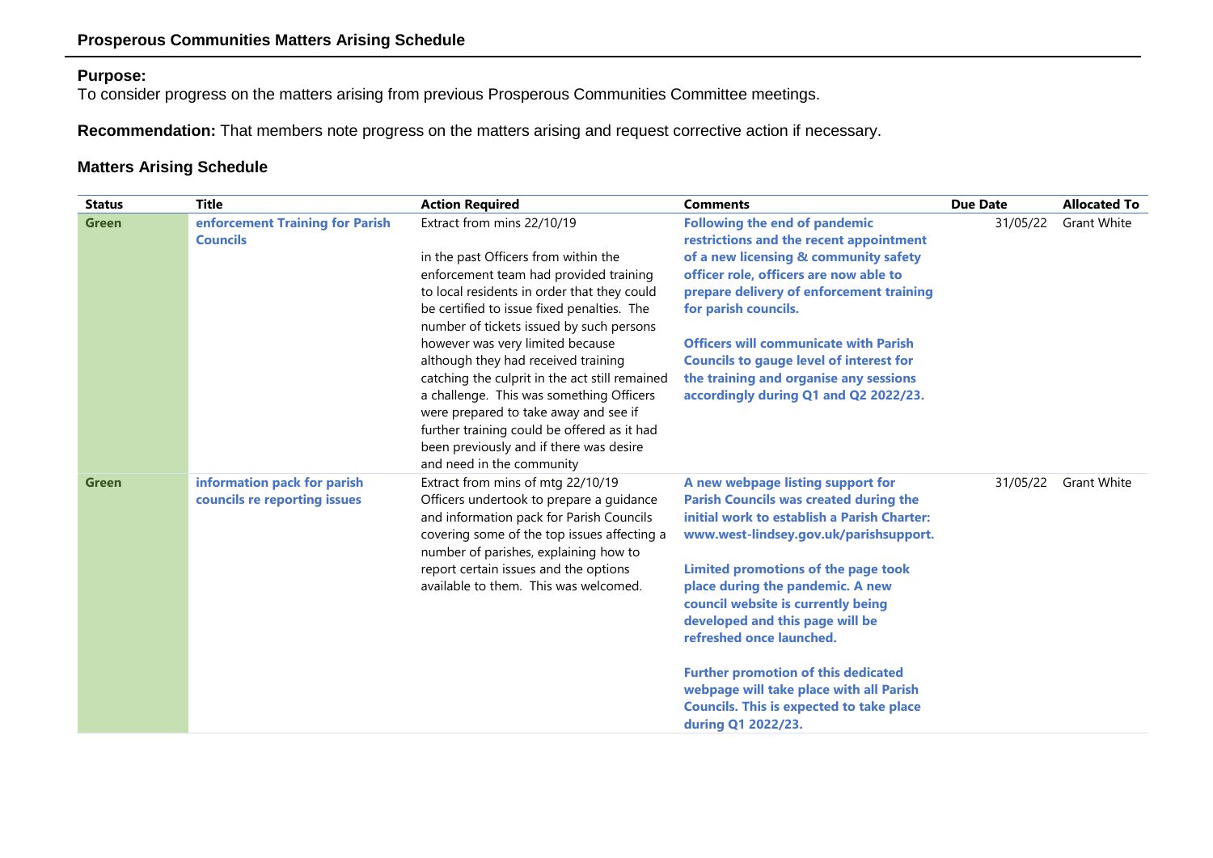## Prosperous Communities Matters Arising Schedule

**Purpose:**
To consider progress on the matters arising from previous Prosperous Communities Committee meetings.

**Recommendation:** That members note progress on the matters arising and request corrective action if necessary.

### Matters Arising Schedule

| Status | Title | Action Required | Comments | Due Date | Allocated To |
|---|---|---|---|---|---|
| Green | **enforcement Training for Parish Councils** | Extract from mins 22/10/19<br><br>in the past Officers from within the enforcement team had provided training to local residents in order that they could be certified to issue fixed penalties. The number of tickets issued by such persons however was very limited because although they had received training catching the culprit in the act still remained a challenge. This was something Officers were prepared to take away and see if further training could be offered as it had been previously and if there was desire and need in the community | **Following the end of pandemic restrictions and the recent appointment of a new licensing & community safety officer role, officers are now able to prepare delivery of enforcement training for parish councils.**<br><br>**Officers will communicate with Parish Councils to gauge level of interest for the training and organise any sessions accordingly during Q1 and Q2 2022/23.** | 31/05/22 | Grant White |
| Green | **information pack for parish councils re reporting issues** | Extract from mins of mtg 22/10/19 Officers undertook to prepare a guidance and information pack for Parish Councils covering some of the top issues affecting a number of parishes, explaining how to report certain issues and the options available to them. This was welcomed. | **A new webpage listing support for Parish Councils was created during the initial work to establish a Parish Charter: www.west-lindsey.gov.uk/parishsupport.**<br><br>**Limited promotions of the page took place during the pandemic. A new council website is currently being developed and this page will be refreshed once launched.**<br><br>**Further promotion of this dedicated webpage will take place with all Parish Councils. This is expected to take place during Q1 2022/23.** | 31/05/22 | Grant White |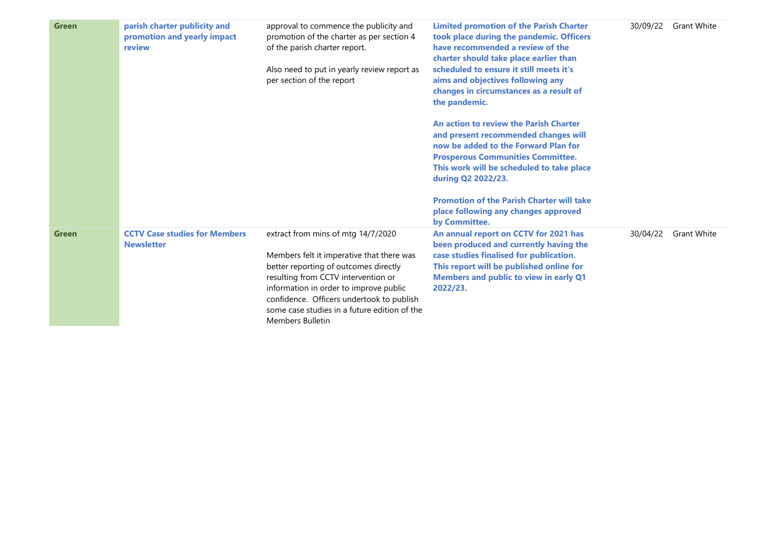| | | | | | |
|---|---|---|---|---|---|
| Green | **parish charter publicity and promotion and yearly impact review** | approval to commence the publicity and promotion of the charter as per section 4 of the parish charter report.<br><br>Also need to put in yearly review report as per section of the report | **Limited promotion of the Parish Charter took place during the pandemic. Officers have recommended a review of the charter should take place earlier than scheduled to ensure it still meets it's aims and objectives following any changes in circumstances as a result of the pandemic.**<br><br>**An action to review the Parish Charter and present recommended changes will now be added to the Forward Plan for Prosperous Communities Committee. This work will be scheduled to take place during Q2 2022/23.**<br><br>**Promotion of the Parish Charter will take place following any changes approved by Committee.** | 30/09/22 | Grant White |
| Green | **CCTV Case studies for Members Newsletter** | extract from mins of mtg 14/7/2020<br><br>Members felt it imperative that there was better reporting of outcomes directly resulting from CCTV intervention or information in order to improve public confidence. Officers undertook to publish some case studies in a future edition of the Members Bulletin | **An annual report on CCTV for 2021 has been produced and currently having the case studies finalised for publication. This report will be published online for Members and public to view in early Q1 2022/23.** | 30/04/22 | Grant White |